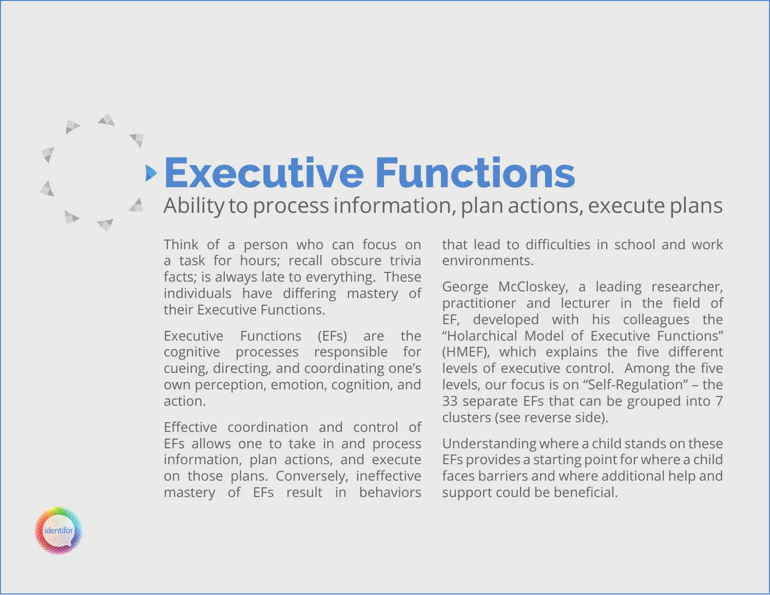# Executive Functions

## Ability to process information, plan actions, execute plans

Think of a person who can focus on a task for hours; recall obscure trivia facts; is always late to everything. These individuals have differing mastery of their Executive Functions.

Executive Functions (EFs) are the cognitive processes responsible for cueing, directing, and coordinating one's own perception, emotion, cognition, and action.

Effective coordination and control of EFs allows one to take in and process information, plan actions, and execute on those plans. Conversely, ineffective mastery of EFs result in behaviors that lead to difficulties in school and work environments.

George McCloskey, a leading researcher, practitioner and lecturer in the field of EF, developed with his colleagues the "Holarchical Model of Executive Functions" (HMEF), which explains the five different levels of executive control. Among the five levels, our focus is on "Self-Regulation" – the 33 separate EFs that can be grouped into 7 clusters (see reverse side).

Understanding where a child stands on these EFs provides a starting point for where a child faces barriers and where additional help and support could be beneficial.

identifor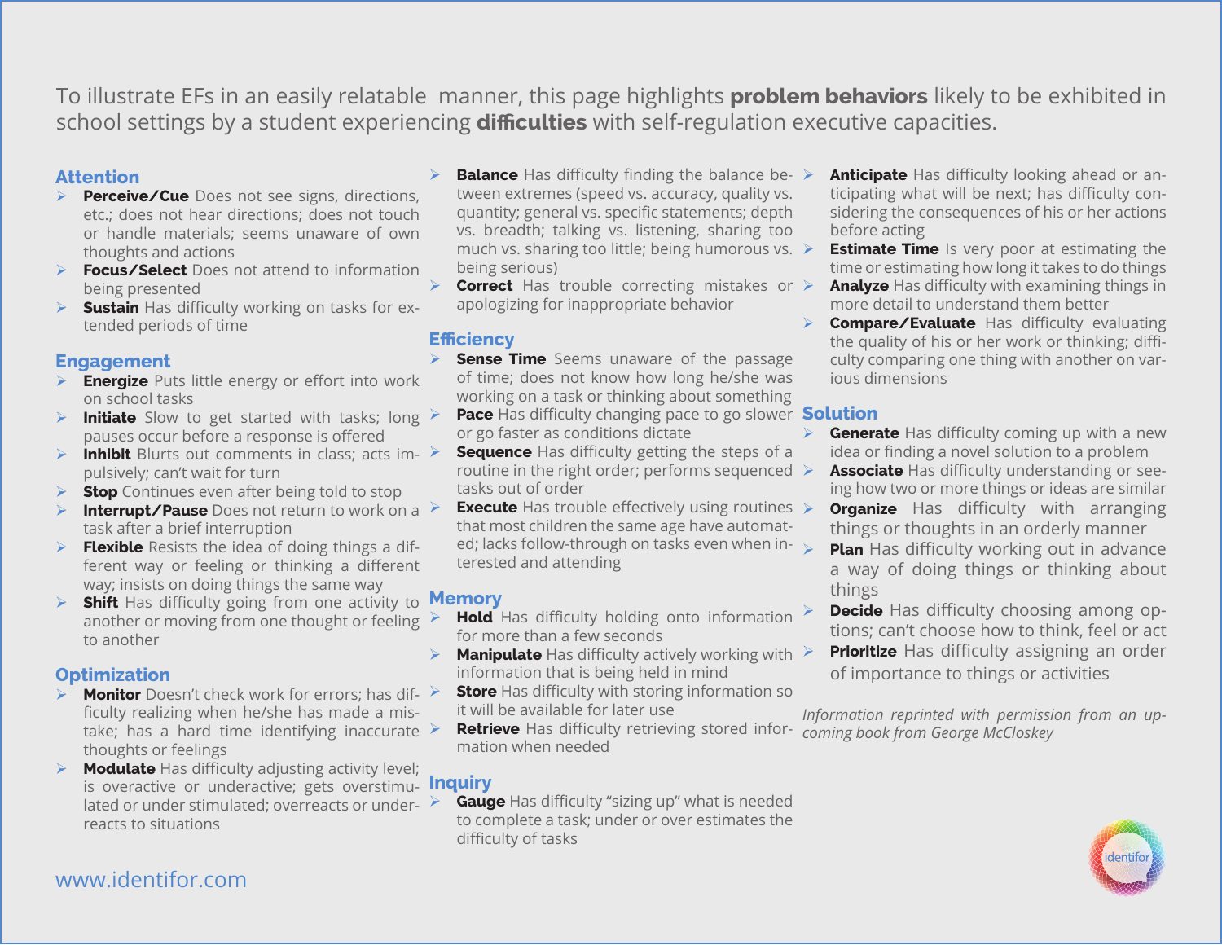To illustrate EFs in an easily relatable manner, this page highlights **problem behaviors** likely to be exhibited in school settings by a student experiencing **difficulties** with self-regulation executive capacities.

## Attention

- **Perceive/Cue** Does not see signs, directions, etc.; does not hear directions; does not touch or handle materials; seems unaware of own thoughts and actions
- **Focus/Select** Does not attend to information being presented
- **Sustain** Has difficulty working on tasks for extended periods of time

## Engagement

- **Energize** Puts little energy or effort into work on school tasks
- **Initiate** Slow to get started with tasks; long pauses occur before a response is offered
- **Inhibit** Blurts out comments in class; acts impulsively; can't wait for turn
- **Stop** Continues even after being told to stop
- **Interrupt/Pause** Does not return to work on a task after a brief interruption
- **Flexible** Resists the idea of doing things a different way or feeling or thinking a different way; insists on doing things the same way
- **Shift** Has difficulty going from one activity to another or moving from one thought or feeling to another

## Optimization

- **Monitor** Doesn't check work for errors; has difficulty realizing when he/she has made a mistake; has a hard time identifying inaccurate thoughts or feelings
- **Modulate** Has difficulty adjusting activity level; is overactive or underactive; gets overstimulated or under stimulated; overreacts or underreacts to situations
- **Balance** Has difficulty finding the balance between extremes (speed vs. accuracy, quality vs. quantity; general vs. specific statements; depth vs. breadth; talking vs. listening, sharing too much vs. sharing too little; being humorous vs. being serious)
- **Correct** Has trouble correcting mistakes or apologizing for inappropriate behavior

## Efficiency

- **Sense Time** Seems unaware of the passage of time; does not know how long he/she was working on a task or thinking about something
- **Pace** Has difficulty changing pace to go slower or go faster as conditions dictate
- **Sequence** Has difficulty getting the steps of a routine in the right order; performs sequenced tasks out of order
- **Execute** Has trouble effectively using routines that most children the same age have automated; lacks follow-through on tasks even when interested and attending

## Memory

- **Hold** Has difficulty holding onto information for more than a few seconds
- **Manipulate** Has difficulty actively working with information that is being held in mind
- **Store** Has difficulty with storing information so it will be available for later use
- **Retrieve** Has difficulty retrieving stored information when needed

## Inquiry

- **Gauge** Has difficulty "sizing up" what is needed to complete a task; under or over estimates the difficulty of tasks
- **Anticipate** Has difficulty looking ahead or anticipating what will be next; has difficulty considering the consequences of his or her actions before acting
- **Estimate Time** Is very poor at estimating the time or estimating how long it takes to do things
- **Analyze** Has difficulty with examining things in more detail to understand them better
- **Compare/Evaluate** Has difficulty evaluating the quality of his or her work or thinking; difficulty comparing one thing with another on various dimensions

## Solution

- **Generate** Has difficulty coming up with a new idea or finding a novel solution to a problem
- **Associate** Has difficulty understanding or seeing how two or more things or ideas are similar
- **Organize** Has difficulty with arranging things or thoughts in an orderly manner
- **Plan** Has difficulty working out in advance a way of doing things or thinking about things
- **Decide** Has difficulty choosing among options; can't choose how to think, feel or act
- **Prioritize** Has difficulty assigning an order of importance to things or activities

*Information reprinted with permission from an upcoming book from George McCloskey*

www.identifor.com